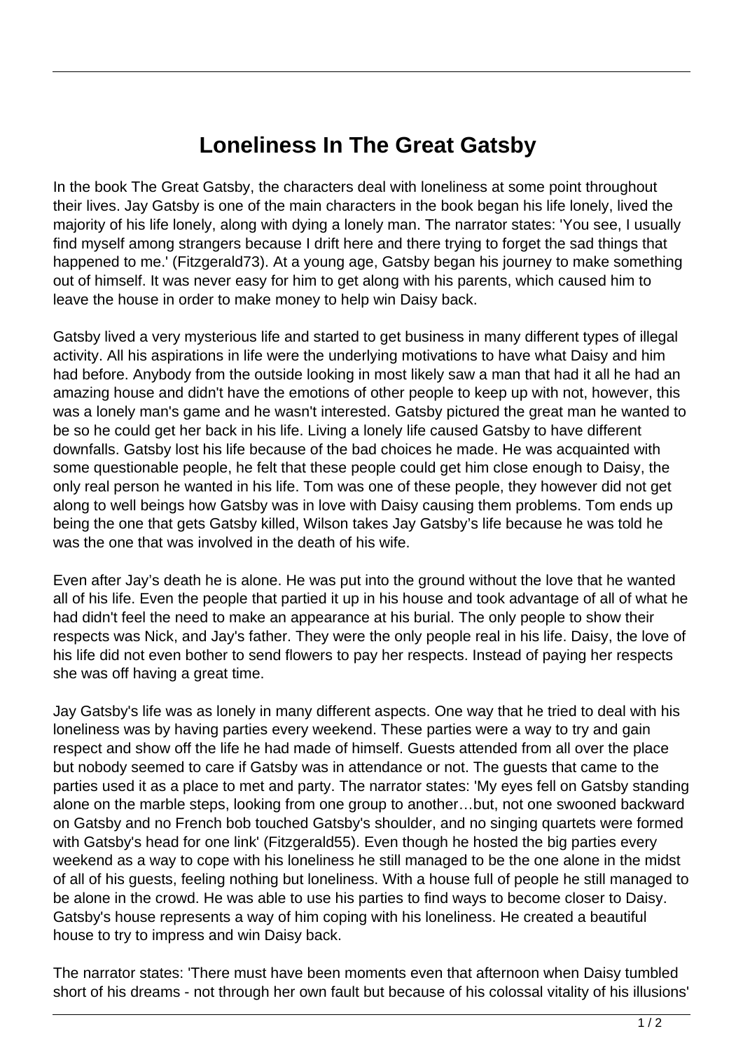# Loneliness In The Great Gatsby

In the book The Great Gatsby, the characters deal with loneliness at some point throughout their lives. Jay Gatsby is one of the main characters in the book began his life lonely, lived the majority of his life lonely, along with dying a lonely man. The narrator states: 'You see, I usually find myself among strangers because I drift here and there trying to forget the sad things that happened to me.' (Fitzgerald73). At a young age, Gatsby began his journey to make something out of himself. It was never easy for him to get along with his parents, which caused him to leave the house in order to make money to help win Daisy back.

Gatsby lived a very mysterious life and started to get business in many different types of illegal activity. All his aspirations in life were the underlying motivations to have what Daisy and him had before. Anybody from the outside looking in most likely saw a man that had it all he had an amazing house and didn't have the emotions of other people to keep up with not, however, this was a lonely man's game and he wasn't interested. Gatsby pictured the great man he wanted to be so he could get her back in his life. Living a lonely life caused Gatsby to have different downfalls. Gatsby lost his life because of the bad choices he made. He was acquainted with some questionable people, he felt that these people could get him close enough to Daisy, the only real person he wanted in his life. Tom was one of these people, they however did not get along to well beings how Gatsby was in love with Daisy causing them problems. Tom ends up being the one that gets Gatsby killed, Wilson takes Jay Gatsby's life because he was told he was the one that was involved in the death of his wife.

Even after Jay's death he is alone. He was put into the ground without the love that he wanted all of his life. Even the people that partied it up in his house and took advantage of all of what he had didn't feel the need to make an appearance at his burial. The only people to show their respects was Nick, and Jay's father. They were the only people real in his life. Daisy, the love of his life did not even bother to send flowers to pay her respects. Instead of paying her respects she was off having a great time.

Jay Gatsby's life was as lonely in many different aspects. One way that he tried to deal with his loneliness was by having parties every weekend. These parties were a way to try and gain respect and show off the life he had made of himself. Guests attended from all over the place but nobody seemed to care if Gatsby was in attendance or not. The guests that came to the parties used it as a place to met and party. The narrator states: 'My eyes fell on Gatsby standing alone on the marble steps, looking from one group to another…but, not one swooned backward on Gatsby and no French bob touched Gatsby's shoulder, and no singing quartets were formed with Gatsby's head for one link' (Fitzgerald55). Even though he hosted the big parties every weekend as a way to cope with his loneliness he still managed to be the one alone in the midst of all of his guests, feeling nothing but loneliness. With a house full of people he still managed to be alone in the crowd. He was able to use his parties to find ways to become closer to Daisy. Gatsby's house represents a way of him coping with his loneliness. He created a beautiful house to try to impress and win Daisy back.

The narrator states: 'There must have been moments even that afternoon when Daisy tumbled short of his dreams - not through her own fault but because of his colossal vitality of his illusions'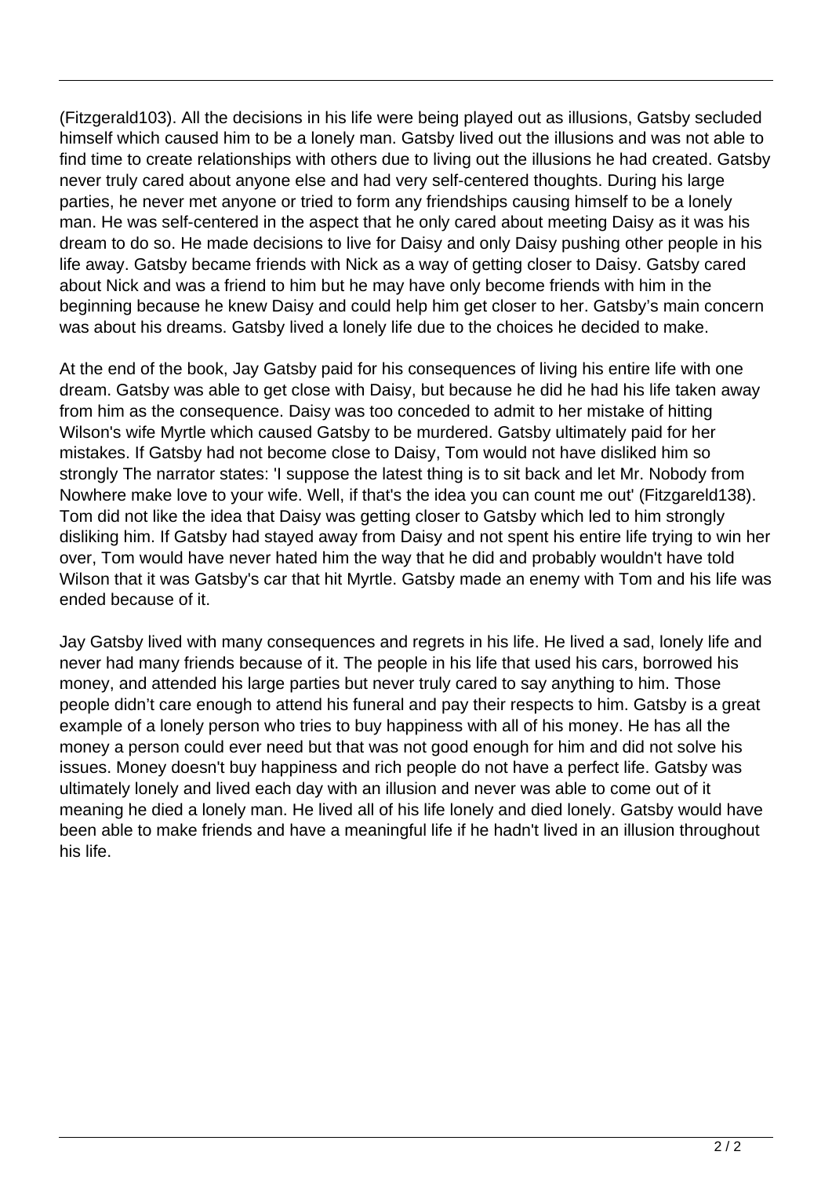(Fitzgerald103). All the decisions in his life were being played out as illusions, Gatsby secluded himself which caused him to be a lonely man. Gatsby lived out the illusions and was not able to find time to create relationships with others due to living out the illusions he had created. Gatsby never truly cared about anyone else and had very self-centered thoughts. During his large parties, he never met anyone or tried to form any friendships causing himself to be a lonely man. He was self-centered in the aspect that he only cared about meeting Daisy as it was his dream to do so. He made decisions to live for Daisy and only Daisy pushing other people in his life away. Gatsby became friends with Nick as a way of getting closer to Daisy. Gatsby cared about Nick and was a friend to him but he may have only become friends with him in the beginning because he knew Daisy and could help him get closer to her. Gatsby's main concern was about his dreams. Gatsby lived a lonely life due to the choices he decided to make.

At the end of the book, Jay Gatsby paid for his consequences of living his entire life with one dream. Gatsby was able to get close with Daisy, but because he did he had his life taken away from him as the consequence. Daisy was too conceded to admit to her mistake of hitting Wilson's wife Myrtle which caused Gatsby to be murdered. Gatsby ultimately paid for her mistakes. If Gatsby had not become close to Daisy, Tom would not have disliked him so strongly The narrator states: 'I suppose the latest thing is to sit back and let Mr. Nobody from Nowhere make love to your wife. Well, if that's the idea you can count me out' (Fitzgareld138). Tom did not like the idea that Daisy was getting closer to Gatsby which led to him strongly disliking him. If Gatsby had stayed away from Daisy and not spent his entire life trying to win her over, Tom would have never hated him the way that he did and probably wouldn't have told Wilson that it was Gatsby's car that hit Myrtle. Gatsby made an enemy with Tom and his life was ended because of it.

Jay Gatsby lived with many consequences and regrets in his life. He lived a sad, lonely life and never had many friends because of it. The people in his life that used his cars, borrowed his money, and attended his large parties but never truly cared to say anything to him. Those people didn't care enough to attend his funeral and pay their respects to him. Gatsby is a great example of a lonely person who tries to buy happiness with all of his money. He has all the money a person could ever need but that was not good enough for him and did not solve his issues. Money doesn't buy happiness and rich people do not have a perfect life. Gatsby was ultimately lonely and lived each day with an illusion and never was able to come out of it meaning he died a lonely man. He lived all of his life lonely and died lonely. Gatsby would have been able to make friends and have a meaningful life if he hadn't lived in an illusion throughout his life.